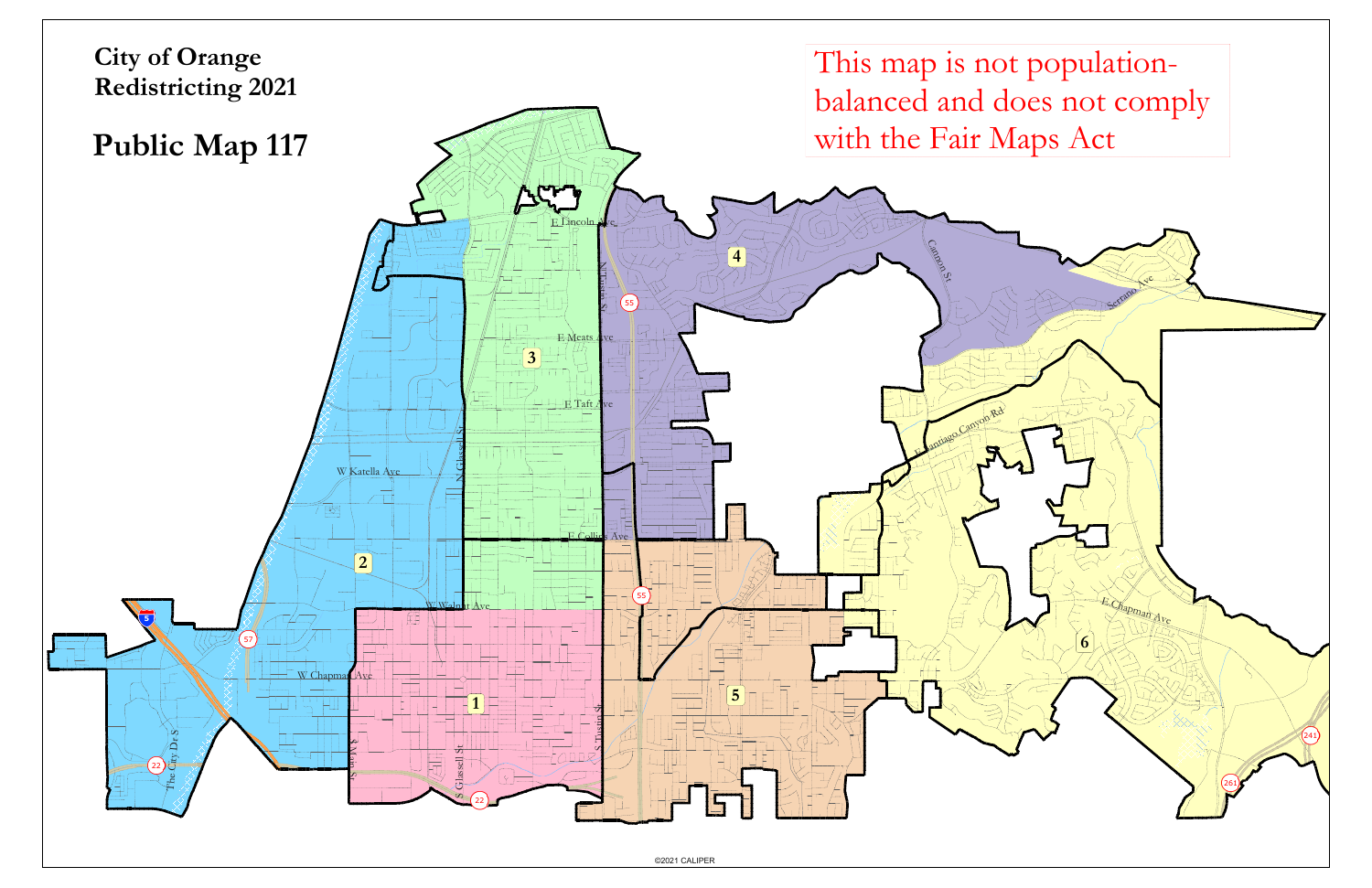**City of Orange**
**Redistricting 2021**

# Public Map 117

This map is not population-balanced and does not comply with the Fair Maps Act

©2021 CALIPER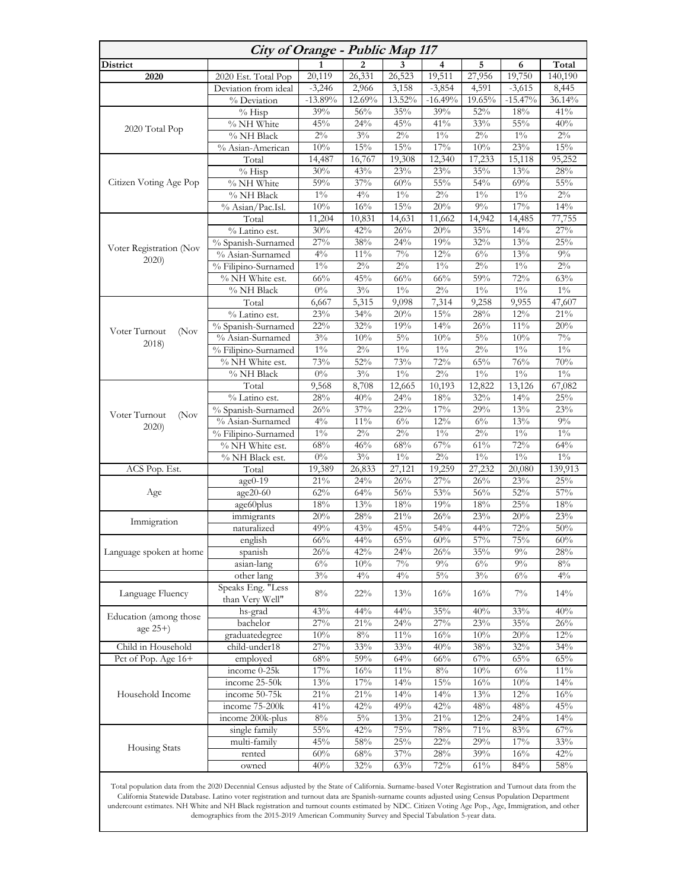| City of Orange - Public Map 117 | | | | | | | | |
|---|---|---|---|---|---|---|---|---|
| District | | 1 | 2 | 3 | 4 | 5 | 6 | Total |
| 2020 | 2020 Est. Total Pop | 20,119 | 26,331 | 26,523 | 19,511 | 27,956 | 19,750 | 140,190 |
| | Deviation from ideal | -3,246 | 2,966 | 3,158 | -3,854 | 4,591 | -3,615 | 8,445 |
| | % Deviation | -13.89% | 12.69% | 13.52% | -16.49% | 19.65% | -15.47% | 36.14% |
| 2020 Total Pop | % Hisp | 39% | 56% | 35% | 39% | 52% | 18% | 41% |
| | % NH White | 45% | 24% | 45% | 41% | 33% | 55% | 40% |
| | % NH Black | 2% | 3% | 2% | 1% | 2% | 1% | 2% |
| | % Asian-American | 10% | 15% | 15% | 17% | 10% | 23% | 15% |
| Citizen Voting Age Pop | Total | 14,487 | 16,767 | 19,308 | 12,340 | 17,233 | 15,118 | 95,252 |
| | % Hisp | 30% | 43% | 23% | 23% | 35% | 13% | 28% |
| | % NH White | 59% | 37% | 60% | 55% | 54% | 69% | 55% |
| | % NH Black | 1% | 4% | 1% | 2% | 1% | 1% | 2% |
| | % Asian/Pac.Isl. | 10% | 16% | 15% | 20% | 9% | 17% | 14% |
| Voter Registration (Nov 2020) | Total | 11,204 | 10,831 | 14,631 | 11,662 | 14,942 | 14,485 | 77,755 |
| | % Latino est. | 30% | 42% | 26% | 20% | 35% | 14% | 27% |
| | % Spanish-Surnamed | 27% | 38% | 24% | 19% | 32% | 13% | 25% |
| | % Asian-Surnamed | 4% | 11% | 7% | 12% | 6% | 13% | 9% |
| | % Filipino-Surnamed | 1% | 2% | 2% | 1% | 2% | 1% | 2% |
| | % NH White est. | 66% | 45% | 66% | 66% | 59% | 72% | 63% |
| | % NH Black | 0% | 3% | 1% | 2% | 1% | 1% | 1% |
| Voter Turnout (Nov 2018) | Total | 6,667 | 5,315 | 9,098 | 7,314 | 9,258 | 9,955 | 47,607 |
| | % Latino est. | 23% | 34% | 20% | 15% | 28% | 12% | 21% |
| | % Spanish-Surnamed | 22% | 32% | 19% | 14% | 26% | 11% | 20% |
| | % Asian-Surnamed | 3% | 10% | 5% | 10% | 5% | 10% | 7% |
| | % Filipino-Surnamed | 1% | 2% | 1% | 1% | 2% | 1% | 1% |
| | % NH White est. | 73% | 52% | 73% | 72% | 65% | 76% | 70% |
| | % NH Black | 0% | 3% | 1% | 2% | 1% | 1% | 1% |
| Voter Turnout (Nov 2020) | Total | 9,568 | 8,708 | 12,665 | 10,193 | 12,822 | 13,126 | 67,082 |
| | % Latino est. | 28% | 40% | 24% | 18% | 32% | 14% | 25% |
| | % Spanish-Surnamed | 26% | 37% | 22% | 17% | 29% | 13% | 23% |
| | % Asian-Surnamed | 4% | 11% | 6% | 12% | 6% | 13% | 9% |
| | % Filipino-Surnamed | 1% | 2% | 2% | 1% | 2% | 1% | 1% |
| | % NH White est. | 68% | 46% | 68% | 67% | 61% | 72% | 64% |
| | % NH Black est. | 0% | 3% | 1% | 2% | 1% | 1% | 1% |
| ACS Pop. Est. | Total | 19,389 | 26,833 | 27,121 | 19,259 | 27,232 | 20,080 | 139,913 |
| Age | age0-19 | 21% | 24% | 26% | 27% | 26% | 23% | 25% |
| | age20-60 | 62% | 64% | 56% | 53% | 56% | 52% | 57% |
| | age60plus | 18% | 13% | 18% | 19% | 18% | 25% | 18% |
| Immigration | immigrants | 20% | 28% | 21% | 26% | 23% | 20% | 23% |
| | naturalized | 49% | 43% | 45% | 54% | 44% | 72% | 50% |
| Language spoken at home | english | 66% | 44% | 65% | 60% | 57% | 75% | 60% |
| | spanish | 26% | 42% | 24% | 26% | 35% | 9% | 28% |
| | asian-lang | 6% | 10% | 7% | 9% | 6% | 9% | 8% |
| | other lang | 3% | 4% | 4% | 5% | 3% | 6% | 4% |
| Language Fluency | Speaks Eng. "Less than Very Well" | 8% | 22% | 13% | 16% | 16% | 7% | 14% |
| Education (among those age 25+) | hs-grad | 43% | 44% | 44% | 35% | 40% | 33% | 40% |
| | bachelor | 27% | 21% | 24% | 27% | 23% | 35% | 26% |
| | graduatedegree | 10% | 8% | 11% | 16% | 10% | 20% | 12% |
| Child in Household | child-under18 | 27% | 33% | 33% | 40% | 38% | 32% | 34% |
| Pct of Pop. Age 16+ | employed | 68% | 59% | 64% | 66% | 67% | 65% | 65% |
| Household Income | income 0-25k | 17% | 16% | 11% | 8% | 10% | 6% | 11% |
| | income 25-50k | 13% | 17% | 14% | 15% | 16% | 10% | 14% |
| | income 50-75k | 21% | 21% | 14% | 14% | 13% | 12% | 16% |
| | income 75-200k | 41% | 42% | 49% | 42% | 48% | 48% | 45% |
| | income 200k-plus | 8% | 5% | 13% | 21% | 12% | 24% | 14% |
| Housing Stats | single family | 55% | 42% | 75% | 78% | 71% | 83% | 67% |
| | multi-family | 45% | 58% | 25% | 22% | 29% | 17% | 33% |
| | rented | 60% | 68% | 37% | 28% | 39% | 16% | 42% |
| | owned | 40% | 32% | 63% | 72% | 61% | 84% | 58% |

Total population data from the 2020 Decennial Census adjusted by the State of California. Surname-based Voter Registration and Turnout data from the California Statewide Database. Latino voter registration and turnout data are Spanish-surname counts adjusted using Census Population Department undercount estimates. NH White and NH Black registration and turnout counts estimated by NDC. Citizen Voting Age Pop., Age, Immigration, and other demographics from the 2015-2019 American Community Survey and Special Tabulation 5-year data.